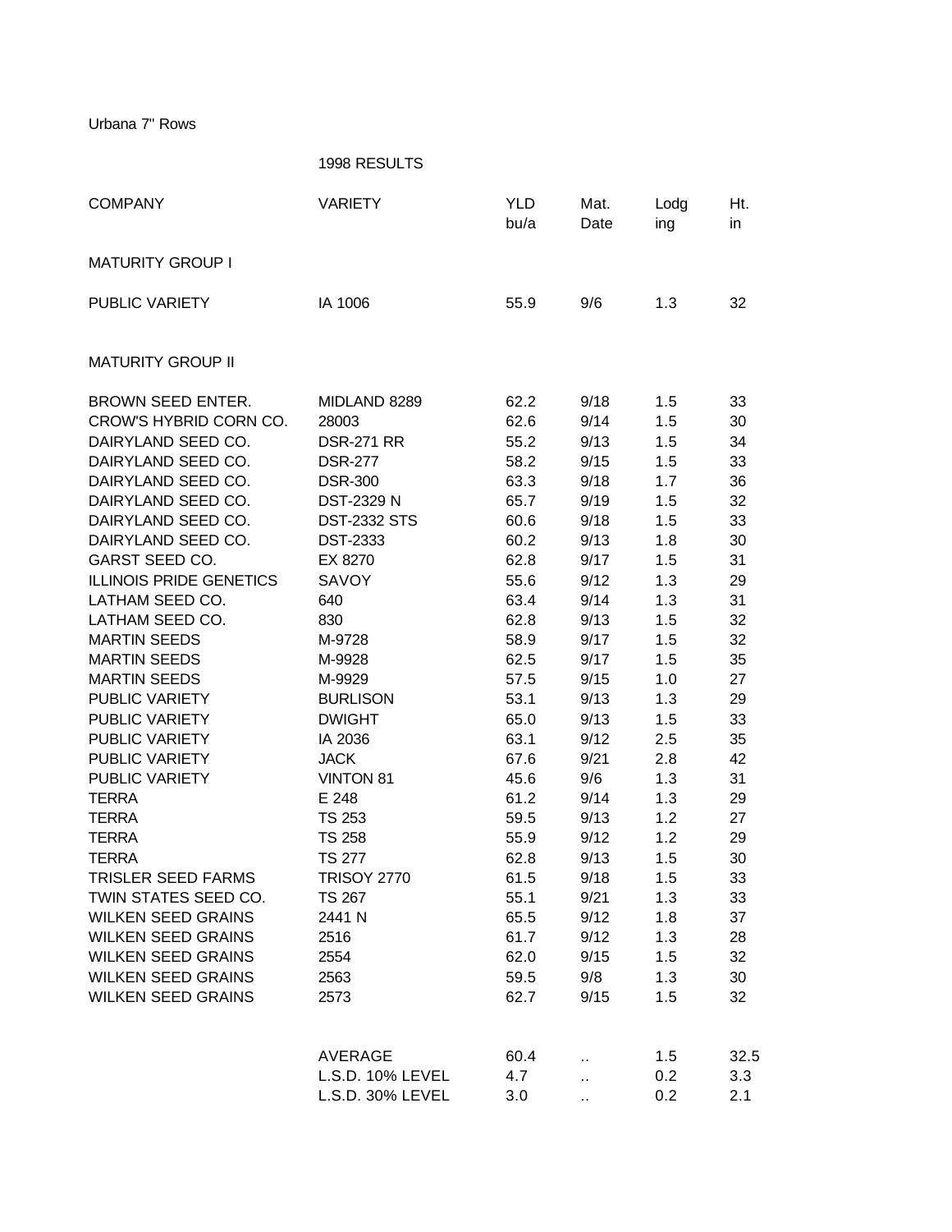Urbana 7" Rows

1998 RESULTS

| COMPANY | VARIETY | YLD bu/a | Mat. Date | Lodg ing | Ht. in |
|---|---|---|---|---|---|
| MATURITY GROUP I | | | | | |
| PUBLIC VARIETY | IA 1006 | 55.9 | 9/6 | 1.3 | 32 |
| MATURITY GROUP II | | | | | |
| BROWN SEED ENTER. | MIDLAND 8289 | 62.2 | 9/18 | 1.5 | 33 |
| CROW'S HYBRID CORN CO. | 28003 | 62.6 | 9/14 | 1.5 | 30 |
| DAIRYLAND SEED CO. | DSR-271 RR | 55.2 | 9/13 | 1.5 | 34 |
| DAIRYLAND SEED CO. | DSR-277 | 58.2 | 9/15 | 1.5 | 33 |
| DAIRYLAND SEED CO. | DSR-300 | 63.3 | 9/18 | 1.7 | 36 |
| DAIRYLAND SEED CO. | DST-2329 N | 65.7 | 9/19 | 1.5 | 32 |
| DAIRYLAND SEED CO. | DST-2332 STS | 60.6 | 9/18 | 1.5 | 33 |
| DAIRYLAND SEED CO. | DST-2333 | 60.2 | 9/13 | 1.8 | 30 |
| GARST SEED CO. | EX 8270 | 62.8 | 9/17 | 1.5 | 31 |
| ILLINOIS PRIDE GENETICS | SAVOY | 55.6 | 9/12 | 1.3 | 29 |
| LATHAM SEED CO. | 640 | 63.4 | 9/14 | 1.3 | 31 |
| LATHAM SEED CO. | 830 | 62.8 | 9/13 | 1.5 | 32 |
| MARTIN SEEDS | M-9728 | 58.9 | 9/17 | 1.5 | 32 |
| MARTIN SEEDS | M-9928 | 62.5 | 9/17 | 1.5 | 35 |
| MARTIN SEEDS | M-9929 | 57.5 | 9/15 | 1.0 | 27 |
| PUBLIC VARIETY | BURLISON | 53.1 | 9/13 | 1.3 | 29 |
| PUBLIC VARIETY | DWIGHT | 65.0 | 9/13 | 1.5 | 33 |
| PUBLIC VARIETY | IA 2036 | 63.1 | 9/12 | 2.5 | 35 |
| PUBLIC VARIETY | JACK | 67.6 | 9/21 | 2.8 | 42 |
| PUBLIC VARIETY | VINTON 81 | 45.6 | 9/6 | 1.3 | 31 |
| TERRA | E 248 | 61.2 | 9/14 | 1.3 | 29 |
| TERRA | TS 253 | 59.5 | 9/13 | 1.2 | 27 |
| TERRA | TS 258 | 55.9 | 9/12 | 1.2 | 29 |
| TERRA | TS 277 | 62.8 | 9/13 | 1.5 | 30 |
| TRISLER SEED FARMS | TRISOY 2770 | 61.5 | 9/18 | 1.5 | 33 |
| TWIN STATES SEED CO. | TS 267 | 55.1 | 9/21 | 1.3 | 33 |
| WILKEN SEED GRAINS | 2441 N | 65.5 | 9/12 | 1.8 | 37 |
| WILKEN SEED GRAINS | 2516 | 61.7 | 9/12 | 1.3 | 28 |
| WILKEN SEED GRAINS | 2554 | 62.0 | 9/15 | 1.5 | 32 |
| WILKEN SEED GRAINS | 2563 | 59.5 | 9/8 | 1.3 | 30 |
| WILKEN SEED GRAINS | 2573 | 62.7 | 9/15 | 1.5 | 32 |
| | AVERAGE | 60.4 | .. | 1.5 | 32.5 |
| | L.S.D. 10% LEVEL | 4.7 | .. | 0.2 | 3.3 |
| | L.S.D. 30% LEVEL | 3.0 | .. | 0.2 | 2.1 |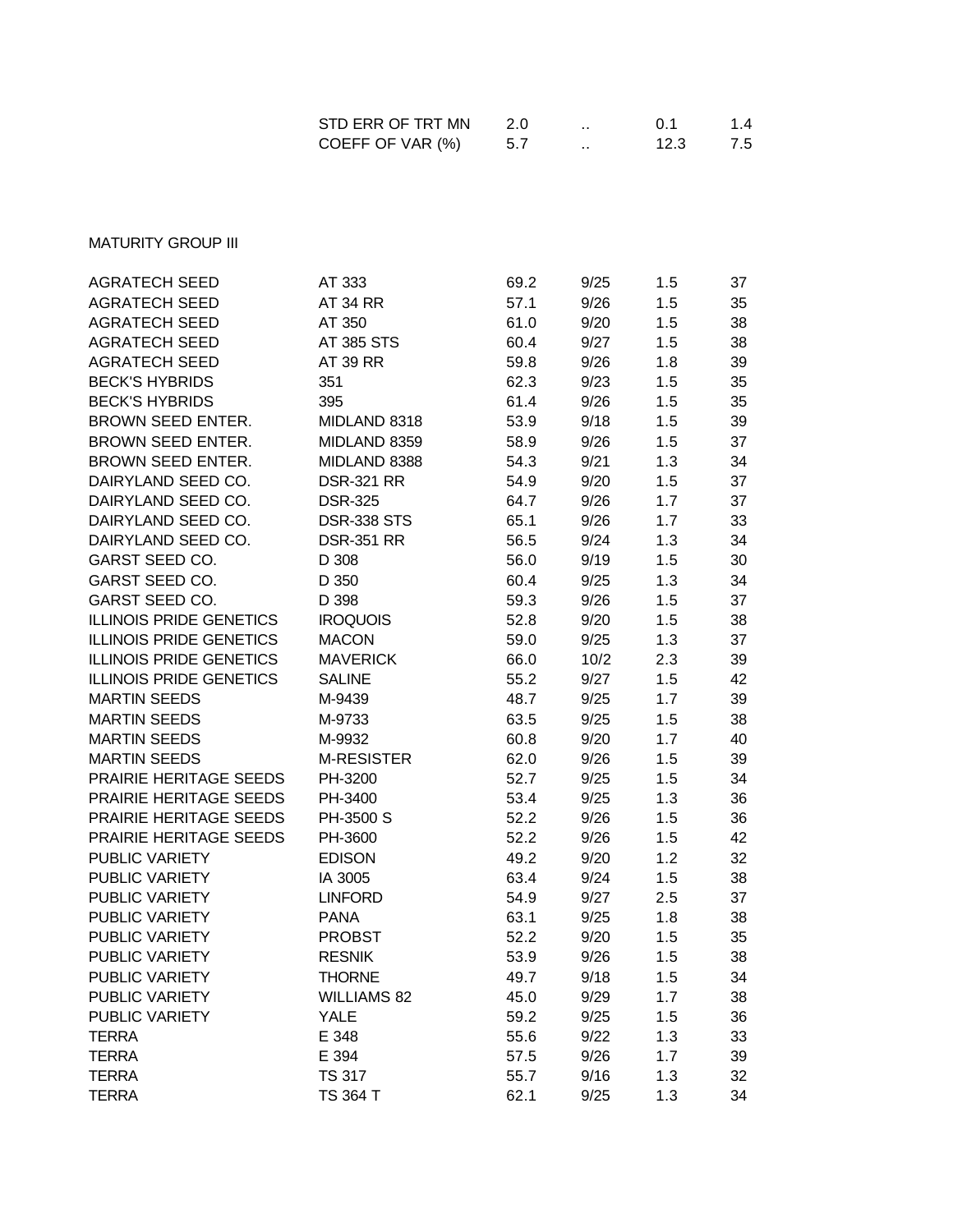| | | | | | |
|---|---|---|---|---|---|
| | STD ERR OF TRT MN | 2.0 | .. | 0.1 | 1.4 |
| | COEFF OF VAR (%) | 5.7 | .. | 12.3 | 7.5 |

MATURITY GROUP III

| | | | | | |
|---|---|---|---|---|---|
| AGRATECH SEED | AT 333 | 69.2 | 9/25 | 1.5 | 37 |
| AGRATECH SEED | AT 34 RR | 57.1 | 9/26 | 1.5 | 35 |
| AGRATECH SEED | AT 350 | 61.0 | 9/20 | 1.5 | 38 |
| AGRATECH SEED | AT 385 STS | 60.4 | 9/27 | 1.5 | 38 |
| AGRATECH SEED | AT 39 RR | 59.8 | 9/26 | 1.8 | 39 |
| BECK'S HYBRIDS | 351 | 62.3 | 9/23 | 1.5 | 35 |
| BECK'S HYBRIDS | 395 | 61.4 | 9/26 | 1.5 | 35 |
| BROWN SEED ENTER. | MIDLAND 8318 | 53.9 | 9/18 | 1.5 | 39 |
| BROWN SEED ENTER. | MIDLAND 8359 | 58.9 | 9/26 | 1.5 | 37 |
| BROWN SEED ENTER. | MIDLAND 8388 | 54.3 | 9/21 | 1.3 | 34 |
| DAIRYLAND SEED CO. | DSR-321 RR | 54.9 | 9/20 | 1.5 | 37 |
| DAIRYLAND SEED CO. | DSR-325 | 64.7 | 9/26 | 1.7 | 37 |
| DAIRYLAND SEED CO. | DSR-338 STS | 65.1 | 9/26 | 1.7 | 33 |
| DAIRYLAND SEED CO. | DSR-351 RR | 56.5 | 9/24 | 1.3 | 34 |
| GARST SEED CO. | D 308 | 56.0 | 9/19 | 1.5 | 30 |
| GARST SEED CO. | D 350 | 60.4 | 9/25 | 1.3 | 34 |
| GARST SEED CO. | D 398 | 59.3 | 9/26 | 1.5 | 37 |
| ILLINOIS PRIDE GENETICS | IROQUOIS | 52.8 | 9/20 | 1.5 | 38 |
| ILLINOIS PRIDE GENETICS | MACON | 59.0 | 9/25 | 1.3 | 37 |
| ILLINOIS PRIDE GENETICS | MAVERICK | 66.0 | 10/2 | 2.3 | 39 |
| ILLINOIS PRIDE GENETICS | SALINE | 55.2 | 9/27 | 1.5 | 42 |
| MARTIN SEEDS | M-9439 | 48.7 | 9/25 | 1.7 | 39 |
| MARTIN SEEDS | M-9733 | 63.5 | 9/25 | 1.5 | 38 |
| MARTIN SEEDS | M-9932 | 60.8 | 9/20 | 1.7 | 40 |
| MARTIN SEEDS | M-RESISTER | 62.0 | 9/26 | 1.5 | 39 |
| PRAIRIE HERITAGE SEEDS | PH-3200 | 52.7 | 9/25 | 1.5 | 34 |
| PRAIRIE HERITAGE SEEDS | PH-3400 | 53.4 | 9/25 | 1.3 | 36 |
| PRAIRIE HERITAGE SEEDS | PH-3500 S | 52.2 | 9/26 | 1.5 | 36 |
| PRAIRIE HERITAGE SEEDS | PH-3600 | 52.2 | 9/26 | 1.5 | 42 |
| PUBLIC VARIETY | EDISON | 49.2 | 9/20 | 1.2 | 32 |
| PUBLIC VARIETY | IA 3005 | 63.4 | 9/24 | 1.5 | 38 |
| PUBLIC VARIETY | LINFORD | 54.9 | 9/27 | 2.5 | 37 |
| PUBLIC VARIETY | PANA | 63.1 | 9/25 | 1.8 | 38 |
| PUBLIC VARIETY | PROBST | 52.2 | 9/20 | 1.5 | 35 |
| PUBLIC VARIETY | RESNIK | 53.9 | 9/26 | 1.5 | 38 |
| PUBLIC VARIETY | THORNE | 49.7 | 9/18 | 1.5 | 34 |
| PUBLIC VARIETY | WILLIAMS 82 | 45.0 | 9/29 | 1.7 | 38 |
| PUBLIC VARIETY | YALE | 59.2 | 9/25 | 1.5 | 36 |
| TERRA | E 348 | 55.6 | 9/22 | 1.3 | 33 |
| TERRA | E 394 | 57.5 | 9/26 | 1.7 | 39 |
| TERRA | TS 317 | 55.7 | 9/16 | 1.3 | 32 |
| TERRA | TS 364 T | 62.1 | 9/25 | 1.3 | 34 |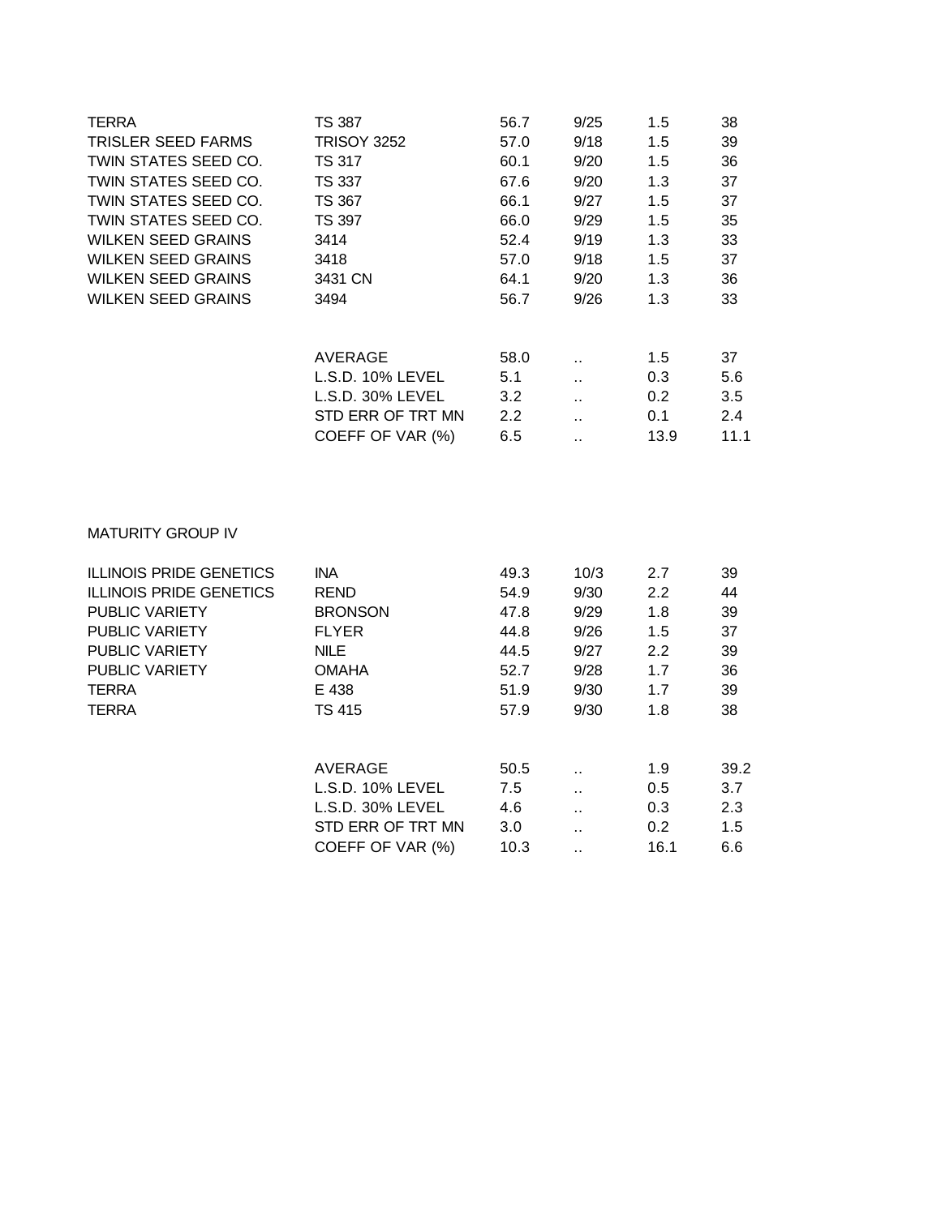| | | | | | |
|---|---|---|---|---|---|
| TERRA | TS 387 | 56.7 | 9/25 | 1.5 | 38 |
| TRISLER SEED FARMS | TRISOY 3252 | 57.0 | 9/18 | 1.5 | 39 |
| TWIN STATES SEED CO. | TS 317 | 60.1 | 9/20 | 1.5 | 36 |
| TWIN STATES SEED CO. | TS 337 | 67.6 | 9/20 | 1.3 | 37 |
| TWIN STATES SEED CO. | TS 367 | 66.1 | 9/27 | 1.5 | 37 |
| TWIN STATES SEED CO. | TS 397 | 66.0 | 9/29 | 1.5 | 35 |
| WILKEN SEED GRAINS | 3414 | 52.4 | 9/19 | 1.3 | 33 |
| WILKEN SEED GRAINS | 3418 | 57.0 | 9/18 | 1.5 | 37 |
| WILKEN SEED GRAINS | 3431 CN | 64.1 | 9/20 | 1.3 | 36 |
| WILKEN SEED GRAINS | 3494 | 56.7 | 9/26 | 1.3 | 33 |
| | | | | | |
| | AVERAGE | 58.0 | .. | 1.5 | 37 |
| | L.S.D. 10% LEVEL | 5.1 | .. | 0.3 | 5.6 |
| | L.S.D. 30% LEVEL | 3.2 | .. | 0.2 | 3.5 |
| | STD ERR OF TRT MN | 2.2 | .. | 0.1 | 2.4 |
| | COEFF OF VAR (%) | 6.5 | .. | 13.9 | 11.1 |

MATURITY GROUP IV

| | | | | | |
|---|---|---|---|---|---|
| ILLINOIS PRIDE GENETICS | INA | 49.3 | 10/3 | 2.7 | 39 |
| ILLINOIS PRIDE GENETICS | REND | 54.9 | 9/30 | 2.2 | 44 |
| PUBLIC VARIETY | BRONSON | 47.8 | 9/29 | 1.8 | 39 |
| PUBLIC VARIETY | FLYER | 44.8 | 9/26 | 1.5 | 37 |
| PUBLIC VARIETY | NILE | 44.5 | 9/27 | 2.2 | 39 |
| PUBLIC VARIETY | OMAHA | 52.7 | 9/28 | 1.7 | 36 |
| TERRA | E 438 | 51.9 | 9/30 | 1.7 | 39 |
| TERRA | TS 415 | 57.9 | 9/30 | 1.8 | 38 |
| | | | | | |
| | AVERAGE | 50.5 | .. | 1.9 | 39.2 |
| | L.S.D. 10% LEVEL | 7.5 | .. | 0.5 | 3.7 |
| | L.S.D. 30% LEVEL | 4.6 | .. | 0.3 | 2.3 |
| | STD ERR OF TRT MN | 3.0 | .. | 0.2 | 1.5 |
| | COEFF OF VAR (%) | 10.3 | .. | 16.1 | 6.6 |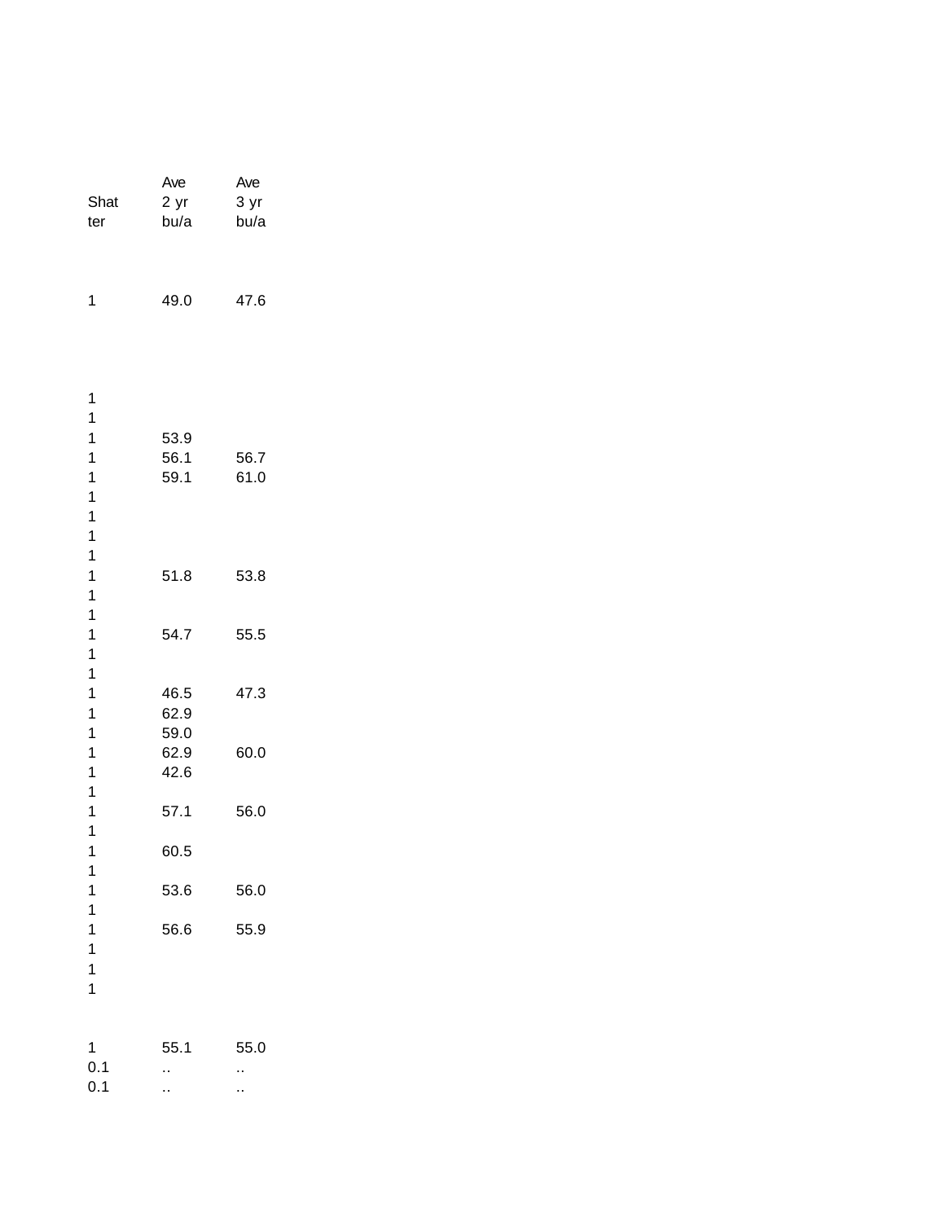| Shatter | Ave 2 yr bu/a | Ave 3 yr bu/a |
|---|---|---|
| 1 | 49.0 | 47.6 |
| 1 | | |
| 1 | | |
| 1 | 53.9 | |
| 1 | 56.1 | 56.7 |
| 1 | 59.1 | 61.0 |
| 1 | | |
| 1 | | |
| 1 | | |
| 1 | | |
| 1 | 51.8 | 53.8 |
| 1 | | |
| 1 | | |
| 1 | 54.7 | 55.5 |
| 1 | | |
| 1 | | |
| 1 | 46.5 | 47.3 |
| 1 | 62.9 | |
| 1 | 59.0 | |
| 1 | 62.9 | 60.0 |
| 1 | 42.6 | |
| 1 | | |
| 1 | 57.1 | 56.0 |
| 1 | | |
| 1 | 60.5 | |
| 1 | | |
| 1 | 53.6 | 56.0 |
| 1 | | |
| 1 | 56.6 | 55.9 |
| 1 | | |
| 1 | | |
| 1 | | |
| 1 | 55.1 | 55.0 |
| 0.1 | .. | .. |
| 0.1 | .. | .. |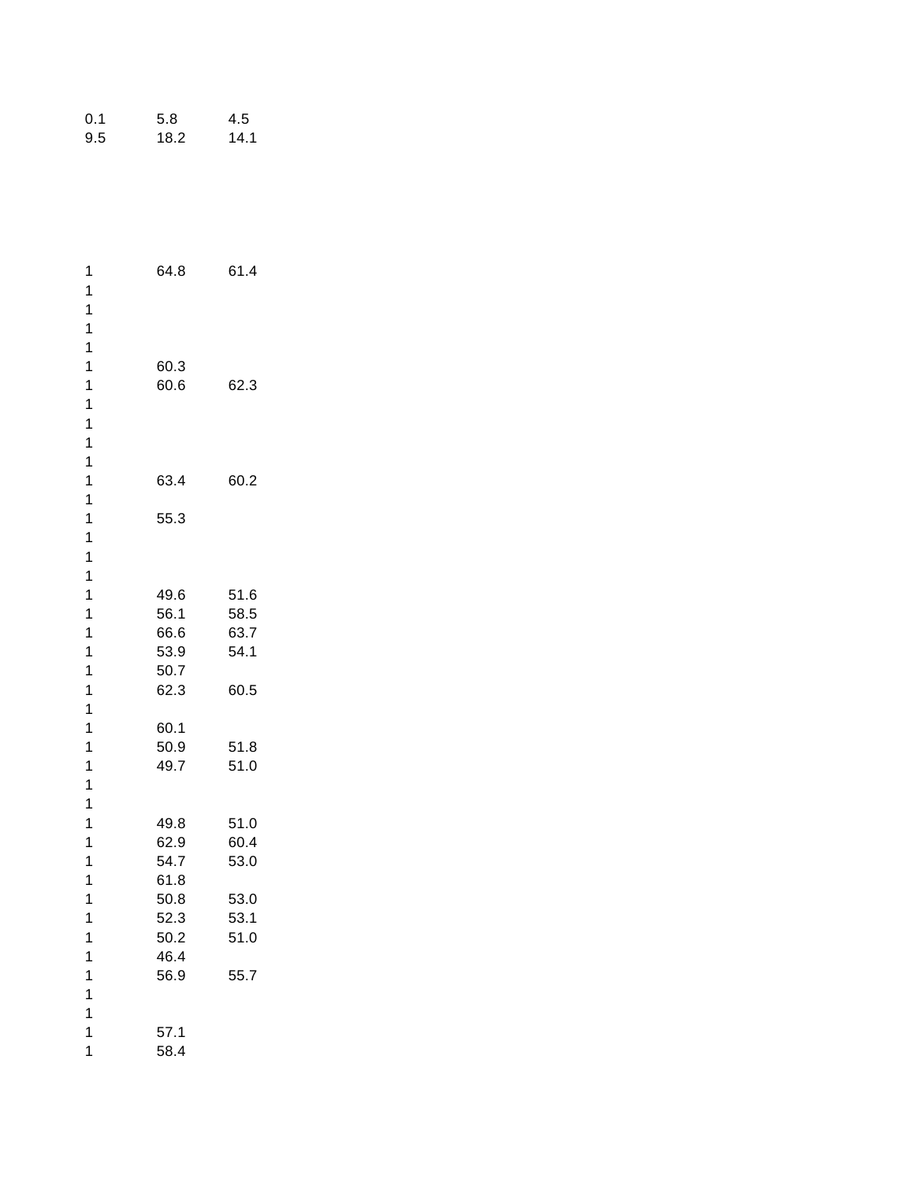| | | |
|---|---|---|
| 0.1 | 5.8 | 4.5 |
| 9.5 | 18.2 | 14.1 |

| | | |
|---|---|---|
| 1 | 64.8 | 61.4 |
| 1 | | |
| 1 | | |
| 1 | | |
| 1 | | |
| 1 | 60.3 | |
| 1 | 60.6 | 62.3 |
| 1 | | |
| 1 | | |
| 1 | | |
| 1 | | |
| 1 | 63.4 | 60.2 |
| 1 | | |
| 1 | 55.3 | |
| 1 | | |
| 1 | | |
| 1 | | |
| 1 | 49.6 | 51.6 |
| 1 | 56.1 | 58.5 |
| 1 | 66.6 | 63.7 |
| 1 | 53.9 | 54.1 |
| 1 | 50.7 | |
| 1 | 62.3 | 60.5 |
| 1 | | |
| 1 | 60.1 | |
| 1 | 50.9 | 51.8 |
| 1 | 49.7 | 51.0 |
| 1 | | |
| 1 | | |
| 1 | 49.8 | 51.0 |
| 1 | 62.9 | 60.4 |
| 1 | 54.7 | 53.0 |
| 1 | 61.8 | |
| 1 | 50.8 | 53.0 |
| 1 | 52.3 | 53.1 |
| 1 | 50.2 | 51.0 |
| 1 | 46.4 | |
| 1 | 56.9 | 55.7 |
| 1 | | |
| 1 | | |
| 1 | 57.1 | |
| 1 | 58.4 | |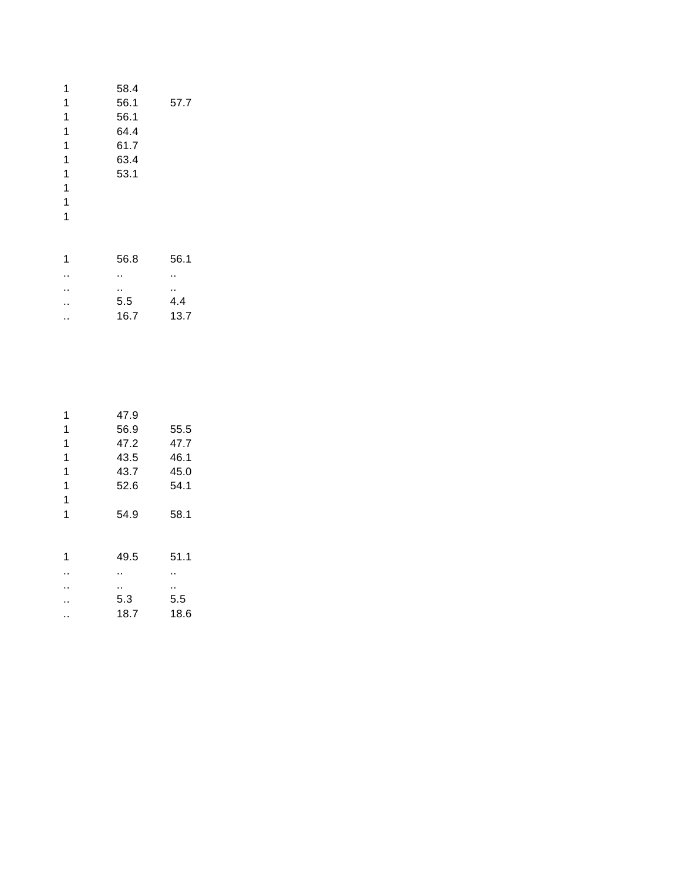| | | |
|---|---|---|
| 1 | 58.4 | |
| 1 | 56.1 | 57.7 |
| 1 | 56.1 | |
| 1 | 64.4 | |
| 1 | 61.7 | |
| 1 | 63.4 | |
| 1 | 53.1 | |
| 1 | | |
| 1 | | |
| 1 | | |

| | | |
|---|---|---|
| 1 | 56.8 | 56.1 |
| .. | .. | .. |
| .. | .. | .. |
| .. | 5.5 | 4.4 |
| .. | 16.7 | 13.7 |

| | | |
|---|---|---|
| 1 | 47.9 | |
| 1 | 56.9 | 55.5 |
| 1 | 47.2 | 47.7 |
| 1 | 43.5 | 46.1 |
| 1 | 43.7 | 45.0 |
| 1 | 52.6 | 54.1 |
| 1 | | |
| 1 | 54.9 | 58.1 |

| | | |
|---|---|---|
| 1 | 49.5 | 51.1 |
| .. | .. | .. |
| .. | .. | .. |
| .. | 5.3 | 5.5 |
| .. | 18.7 | 18.6 |